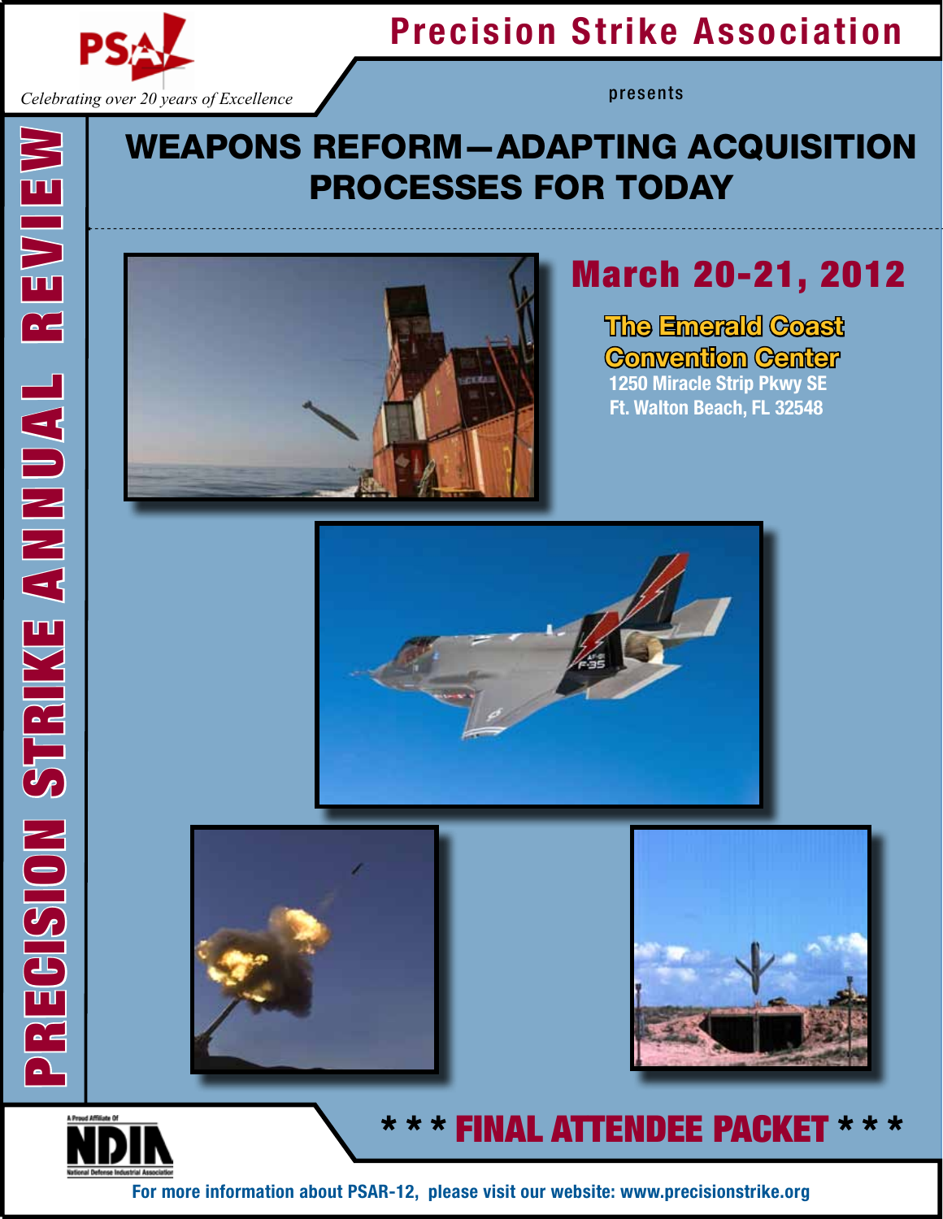PSA

*Celebrating over 20 years of Excellence*

# Precision Strike Association

presents

# WEAPONS REFORM—ADAPTING ACQUISITION PROCESSES FOR TODAY

## PRECISION STRIKE ANNUAL REVIEW

## March 20-21, 2012

**The Emerald Coast Convention Center**
1250 Miracle Strip Pkwy SE
Ft. Walton Beach, FL 32548

## * * * FINAL ATTENDEE PACKET * * *

A Proud Affiliate Of NDIA National Defense Industrial Association

For more information about PSAR-12, please visit our website: www.precisionstrike.org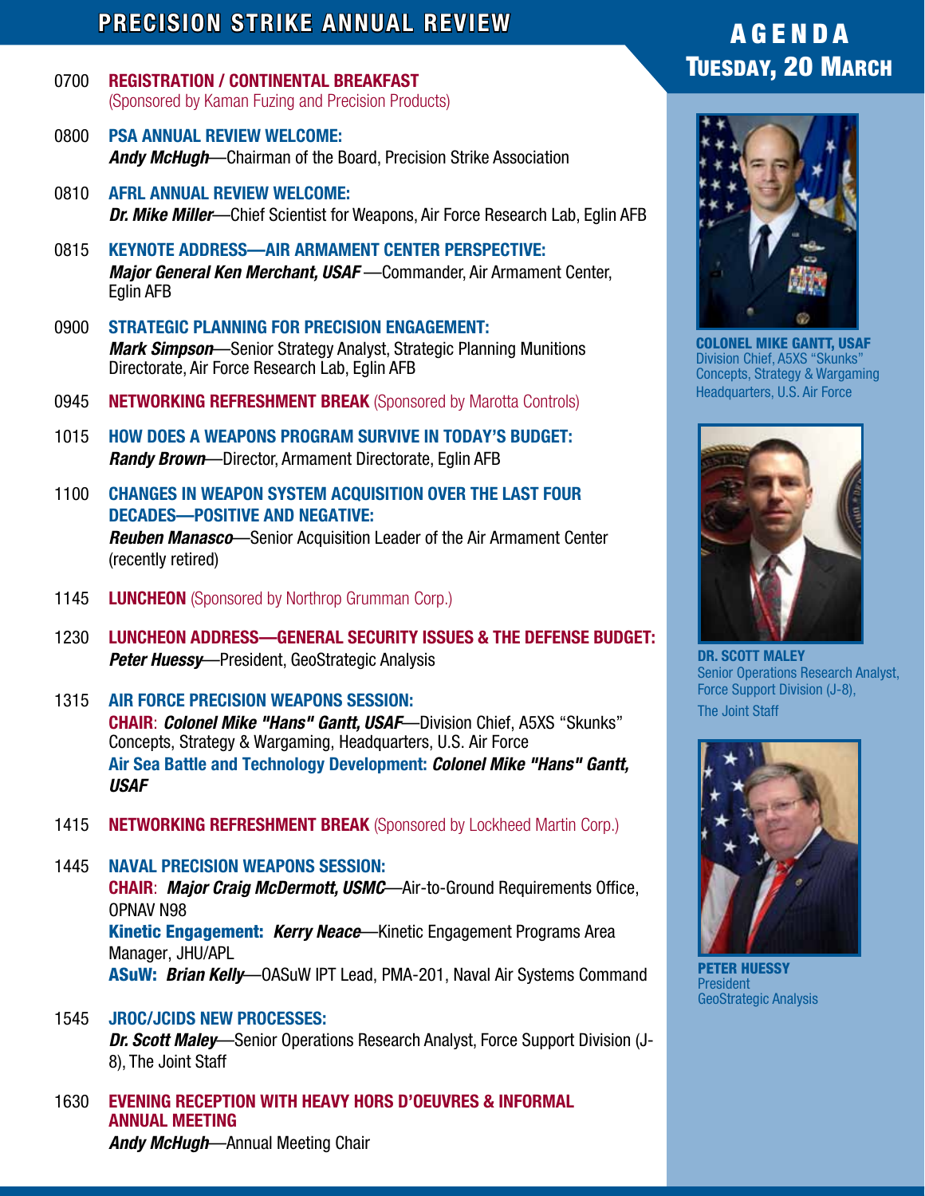# AGENDA
## Tuesday, 20 March

**0700 REGISTRATION / CONTINENTAL BREAKFAST**
(Sponsored by Kaman Fuzing and Precision Products)

**0800 PSA ANNUAL REVIEW WELCOME:**
***Andy McHugh***—Chairman of the Board, Precision Strike Association

**0810 AFRL ANNUAL REVIEW WELCOME:**
***Dr. Mike Miller***—Chief Scientist for Weapons, Air Force Research Lab, Eglin AFB

**0815 KEYNOTE ADDRESS—AIR ARMAMENT CENTER PERSPECTIVE:**
***Major General Ken Merchant, USAF***—Commander, Air Armament Center, Eglin AFB

**0900 STRATEGIC PLANNING FOR PRECISION ENGAGEMENT:**
***Mark Simpson***—Senior Strategy Analyst, Strategic Planning Munitions Directorate, Air Force Research Lab, Eglin AFB

**0945 NETWORKING REFRESHMENT BREAK** (Sponsored by Marotta Controls)

**1015 HOW DOES A WEAPONS PROGRAM SURVIVE IN TODAY'S BUDGET:**
***Randy Brown***—Director, Armament Directorate, Eglin AFB

**1100 CHANGES IN WEAPON SYSTEM ACQUISITION OVER THE LAST FOUR DECADES—POSITIVE AND NEGATIVE:**
***Reuben Manasco***—Senior Acquisition Leader of the Air Armament Center (recently retired)

**1145 LUNCHEON** (Sponsored by Northrop Grumman Corp.)

**1230 LUNCHEON ADDRESS—GENERAL SECURITY ISSUES & THE DEFENSE BUDGET:**
***Peter Huessy***—President, GeoStrategic Analysis

**1315 AIR FORCE PRECISION WEAPONS SESSION:**
**CHAIR**: ***Colonel Mike "Hans" Gantt, USAF***—Division Chief, A5XS "Skunks" Concepts, Strategy & Wargaming, Headquarters, U.S. Air Force
**Air Sea Battle and Technology Development:** ***Colonel Mike "Hans" Gantt, USAF***

**1415 NETWORKING REFRESHMENT BREAK** (Sponsored by Lockheed Martin Corp.)

**1445 NAVAL PRECISION WEAPONS SESSION:**
**CHAIR**: ***Major Craig McDermott, USMC***—Air-to-Ground Requirements Office, OPNAV N98
**Kinetic Engagement:** ***Kerry Neace***—Kinetic Engagement Programs Area Manager, JHU/APL
**ASuW:** ***Brian Kelly***—OASuW IPT Lead, PMA-201, Naval Air Systems Command

**1545 JROC/JCIDS NEW PROCESSES:**
***Dr. Scott Maley***—Senior Operations Research Analyst, Force Support Division (J-8), The Joint Staff

**1630 EVENING RECEPTION WITH HEAVY HORS D'OEUVRES & INFORMAL ANNUAL MEETING**
***Andy McHugh***—Annual Meeting Chair

**COLONEL MIKE GANTT, USAF**
Division Chief, A5XS "Skunks"
Concepts, Strategy & Wargaming
Headquarters, U.S. Air Force

**DR. SCOTT MALEY**
Senior Operations Research Analyst, Force Support Division (J-8), The Joint Staff

**PETER HUESSY**
President
GeoStrategic Analysis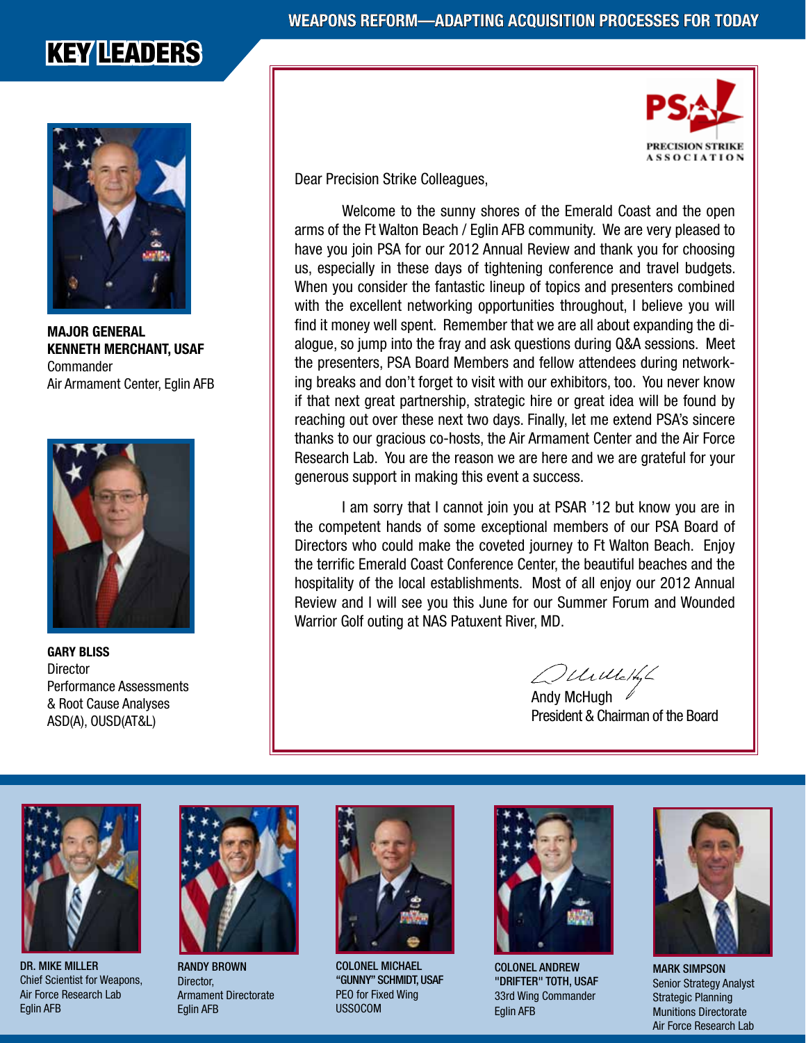# KEY LEADERS

**MAJOR GENERAL KENNETH MERCHANT, USAF**
Commander
Air Armament Center, Eglin AFB

**GARY BLISS**
Director
Performance Assessments & Root Cause Analyses
ASD(A), OUSD(AT&L)

PRECISION STRIKE ASSOCIATION

Dear Precision Strike Colleagues,

Welcome to the sunny shores of the Emerald Coast and the open arms of the Ft Walton Beach / Eglin AFB community. We are very pleased to have you join PSA for our 2012 Annual Review and thank you for choosing us, especially in these days of tightening conference and travel budgets. When you consider the fantastic lineup of topics and presenters combined with the excellent networking opportunities throughout, I believe you will find it money well spent. Remember that we are all about expanding the dialogue, so jump into the fray and ask questions during Q&A sessions. Meet the presenters, PSA Board Members and fellow attendees during networking breaks and don't forget to visit with our exhibitors, too. You never know if that next great partnership, strategic hire or great idea will be found by reaching out over these next two days. Finally, let me extend PSA's sincere thanks to our gracious co-hosts, the Air Armament Center and the Air Force Research Lab. You are the reason we are here and we are grateful for your generous support in making this event a success.

I am sorry that I cannot join you at PSAR '12 but know you are in the competent hands of some exceptional members of our PSA Board of Directors who could make the coveted journey to Ft Walton Beach. Enjoy the terrific Emerald Coast Conference Center, the beautiful beaches and the hospitality of the local establishments. Most of all enjoy our 2012 Annual Review and I will see you this June for our Summer Forum and Wounded Warrior Golf outing at NAS Patuxent River, MD.

Andy McHugh
President & Chairman of the Board

**DR. MIKE MILLER**
Chief Scientist for Weapons,
Air Force Research Lab
Eglin AFB

**RANDY BROWN**
Director,
Armament Directorate
Eglin AFB

**COLONEL MICHAEL "GUNNY" SCHMIDT, USAF**
PEO for Fixed Wing
USSOCOM

**COLONEL ANDREW "DRIFTER" TOTH, USAF**
33rd Wing Commander
Eglin AFB

**MARK SIMPSON**
Senior Strategy Analyst
Strategic Planning
Munitions Directorate
Air Force Research Lab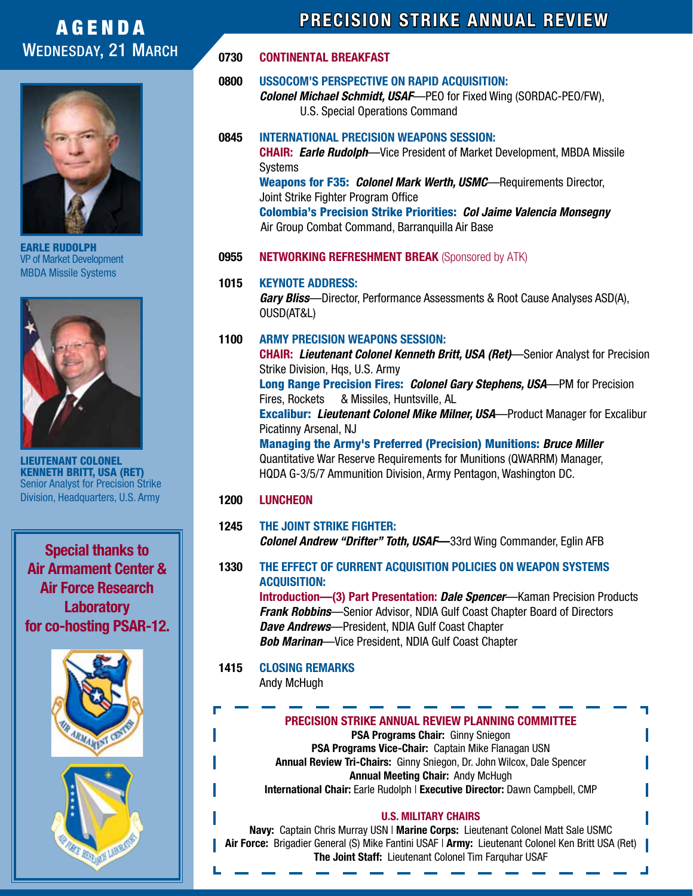# AGENDA
## Wednesday, 21 March

# PRECISION STRIKE ANNUAL REVIEW

**EARLE RUDOLPH**
VP of Market Development
MBDA Missile Systems

**LIEUTENANT COLONEL KENNETH BRITT, USA (RET)**
Senior Analyst for Precision Strike Division, Headquarters, U.S. Army

**Special thanks to Air Armament Center & Air Force Research Laboratory for co-hosting PSAR-12.**

**0730 CONTINENTAL BREAKFAST**

**0800 USSOCOM'S PERSPECTIVE ON RAPID ACQUISITION:**
***Colonel Michael Schmidt, USAF***—PEO for Fixed Wing (SORDAC-PEO/FW), U.S. Special Operations Command

**0845 INTERNATIONAL PRECISION WEAPONS SESSION:**
**CHAIR:** ***Earle Rudolph***—Vice President of Market Development, MBDA Missile Systems
**Weapons for F35:** ***Colonel Mark Werth, USMC***—Requirements Director, Joint Strike Fighter Program Office
**Colombia's Precision Strike Priorities:** ***Col Jaime Valencia Monsegny*** Air Group Combat Command, Barranquilla Air Base

**0955 NETWORKING REFRESHMENT BREAK** (Sponsored by ATK)

**1015 KEYNOTE ADDRESS:**
***Gary Bliss***—Director, Performance Assessments & Root Cause Analyses ASD(A), OUSD(AT&L)

**1100 ARMY PRECISION WEAPONS SESSION:**
**CHAIR:** ***Lieutenant Colonel Kenneth Britt, USA (Ret)***—Senior Analyst for Precision Strike Division, Hqs, U.S. Army
**Long Range Precision Fires:** ***Colonel Gary Stephens, USA***—PM for Precision Fires, Rockets & Missiles, Huntsville, AL
**Excalibur:** ***Lieutenant Colonel Mike Milner, USA***—Product Manager for Excalibur Picatinny Arsenal, NJ
**Managing the Army's Preferred (Precision) Munitions:** ***Bruce Miller*** Quantitative War Reserve Requirements for Munitions (QWARRM) Manager, HQDA G-3/5/7 Ammunition Division, Army Pentagon, Washington DC.

**1200 LUNCHEON**

**1245 THE JOINT STRIKE FIGHTER:**
***Colonel Andrew "Drifter" Toth, USAF***—33rd Wing Commander, Eglin AFB

**1330 THE EFFECT OF CURRENT ACQUISITION POLICIES ON WEAPON SYSTEMS ACQUISITION:**
**Introduction—(3) Part Presentation:** ***Dale Spencer***—Kaman Precision Products
***Frank Robbins***—Senior Advisor, NDIA Gulf Coast Chapter Board of Directors
***Dave Andrews***—President, NDIA Gulf Coast Chapter
***Bob Marinan***—Vice President, NDIA Gulf Coast Chapter

**1415 CLOSING REMARKS**
Andy McHugh

### PRECISION STRIKE ANNUAL REVIEW PLANNING COMMITTEE

**PSA Programs Chair:** Ginny Sniegon
**PSA Programs Vice-Chair:** Captain Mike Flanagan USN
**Annual Review Tri-Chairs:** Ginny Sniegon, Dr. John Wilcox, Dale Spencer
**Annual Meeting Chair:** Andy McHugh
**International Chair:** Earle Rudolph | **Executive Director:** Dawn Campbell, CMP

### U.S. MILITARY CHAIRS

**Navy:** Captain Chris Murray USN | **Marine Corps:** Lieutenant Colonel Matt Sale USMC
**Air Force:** Brigadier General (S) Mike Fantini USAF | **Army:** Lieutenant Colonel Ken Britt USA (Ret)
**The Joint Staff:** Lieutenant Colonel Tim Farquhar USAF